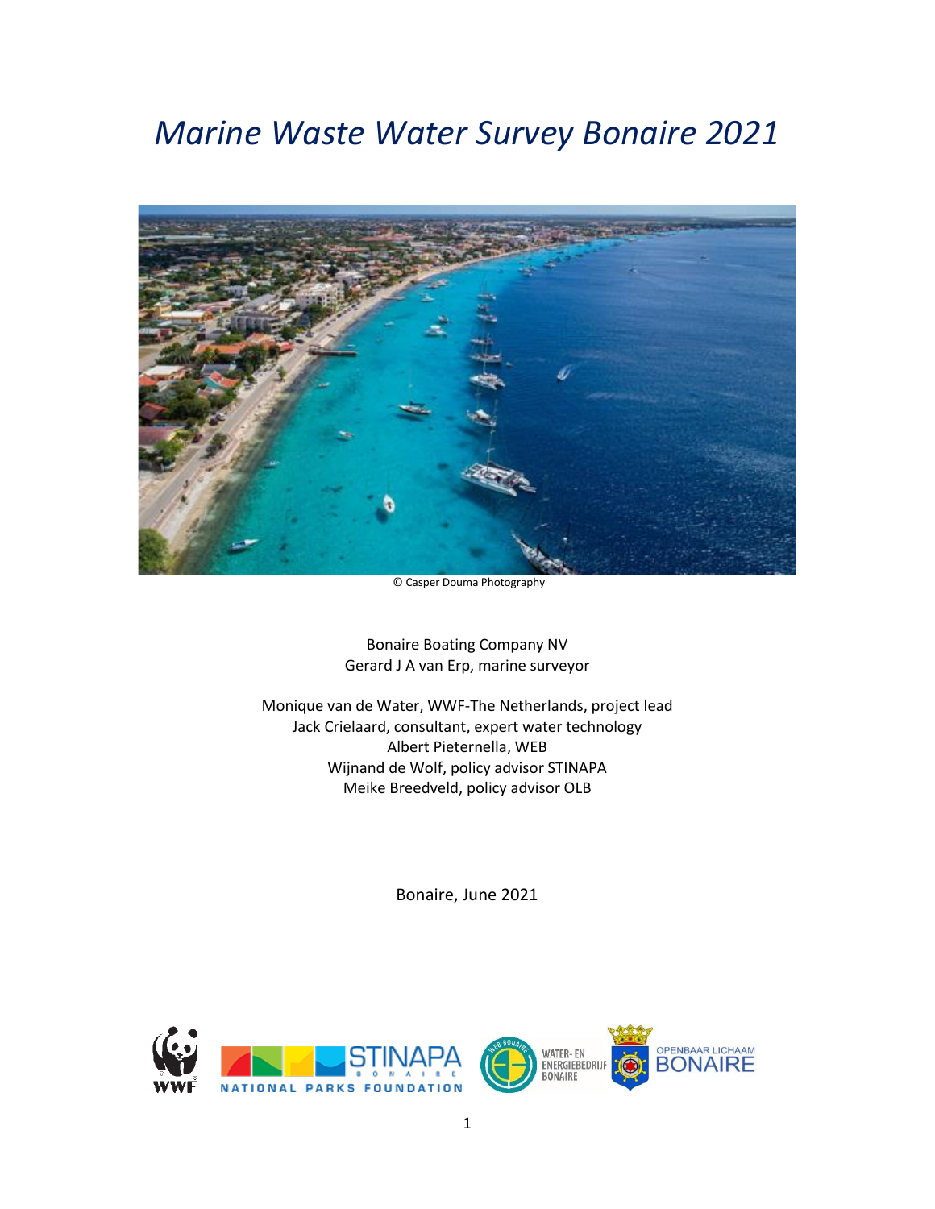# *Marine Waste Water Survey Bonaire 2021*

© Casper Douma Photography

Bonaire Boating Company NV
Gerard J A van Erp, marine surveyor

Monique van de Water, WWF-The Netherlands, project lead
Jack Crielaard, consultant, expert water technology
Albert Pieternella, WEB
Wijnand de Wolf, policy advisor STINAPA
Meike Breedveld, policy advisor OLB

Bonaire, June 2021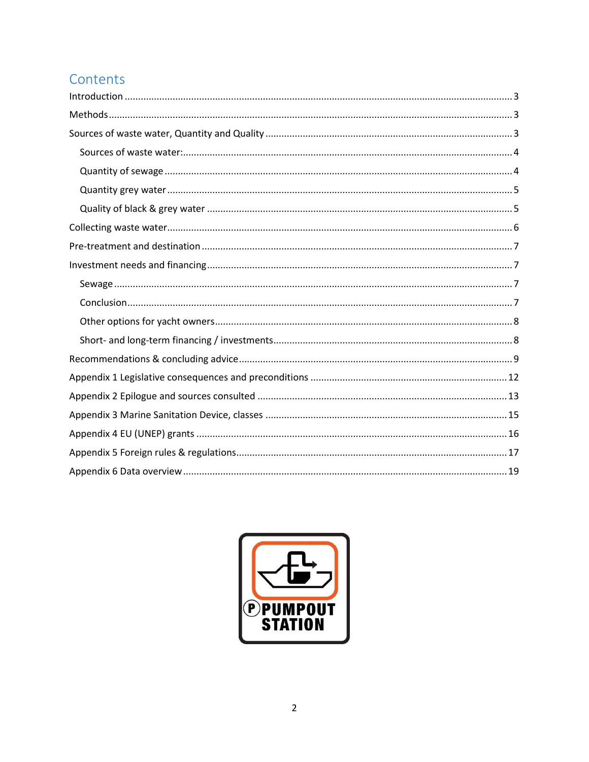# Contents

Introduction ........................................................................................................................................... 3

Methods ................................................................................................................................................ 3

Sources of waste water, Quantity and Quality ...................................................................................... 3

- Sources of waste water: ..................................................................................................................... 4
- Quantity of sewage ............................................................................................................................ 4
- Quantity grey water ........................................................................................................................... 5
- Quality of black & grey water ............................................................................................................ 5

Collecting waste water ........................................................................................................................... 6

Pre-treatment and destination ............................................................................................................... 7

Investment needs and financing ............................................................................................................ 7

- Sewage ............................................................................................................................................... 7
- Conclusion .......................................................................................................................................... 7
- Other options for yacht owners ......................................................................................................... 8
- Short- and long-term financing / investments .................................................................................... 8

Recommendations & concluding advice ................................................................................................ 9

Appendix 1 Legislative consequences and preconditions ...................................................................... 12

Appendix 2 Epilogue and sources consulted ......................................................................................... 13

Appendix 3 Marine Sanitation Device, classes ....................................................................................... 15

Appendix 4 EU (UNEP) grants ................................................................................................................ 16

Appendix 5 Foreign rules & regulations ................................................................................................. 17

Appendix 6 Data overview ..................................................................................................................... 19

P PUMPOUT STATION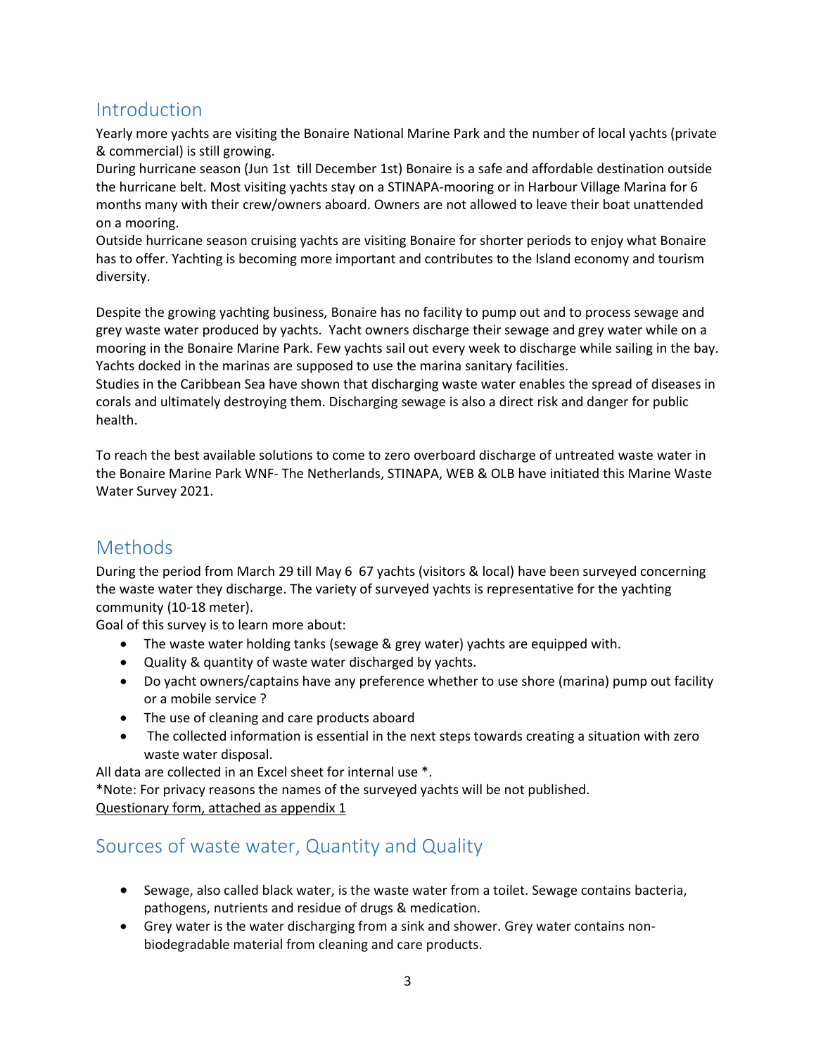## Introduction

Yearly more yachts are visiting the Bonaire National Marine Park and the number of local yachts (private & commercial) is still growing.

During hurricane season (Jun 1st till December 1st) Bonaire is a safe and affordable destination outside the hurricane belt. Most visiting yachts stay on a STINAPA-mooring or in Harbour Village Marina for 6 months many with their crew/owners aboard. Owners are not allowed to leave their boat unattended on a mooring.

Outside hurricane season cruising yachts are visiting Bonaire for shorter periods to enjoy what Bonaire has to offer. Yachting is becoming more important and contributes to the Island economy and tourism diversity.

Despite the growing yachting business, Bonaire has no facility to pump out and to process sewage and grey waste water produced by yachts. Yacht owners discharge their sewage and grey water while on a mooring in the Bonaire Marine Park. Few yachts sail out every week to discharge while sailing in the bay. Yachts docked in the marinas are supposed to use the marina sanitary facilities.

Studies in the Caribbean Sea have shown that discharging waste water enables the spread of diseases in corals and ultimately destroying them. Discharging sewage is also a direct risk and danger for public health.

To reach the best available solutions to come to zero overboard discharge of untreated waste water in the Bonaire Marine Park WNF- The Netherlands, STINAPA, WEB & OLB have initiated this Marine Waste Water Survey 2021.

## Methods

During the period from March 29 till May 6 67 yachts (visitors & local) have been surveyed concerning the waste water they discharge. The variety of surveyed yachts is representative for the yachting community (10-18 meter).

Goal of this survey is to learn more about:

- The waste water holding tanks (sewage & grey water) yachts are equipped with.
- Quality & quantity of waste water discharged by yachts.
- Do yacht owners/captains have any preference whether to use shore (marina) pump out facility or a mobile service ?
- The use of cleaning and care products aboard
- The collected information is essential in the next steps towards creating a situation with zero waste water disposal.

All data are collected in an Excel sheet for internal use *.

*Note: For privacy reasons the names of the surveyed yachts will be not published.

Questionary form, attached as appendix 1

## Sources of waste water, Quantity and Quality

- Sewage, also called black water, is the waste water from a toilet. Sewage contains bacteria, pathogens, nutrients and residue of drugs & medication.
- Grey water is the water discharging from a sink and shower. Grey water contains non-biodegradable material from cleaning and care products.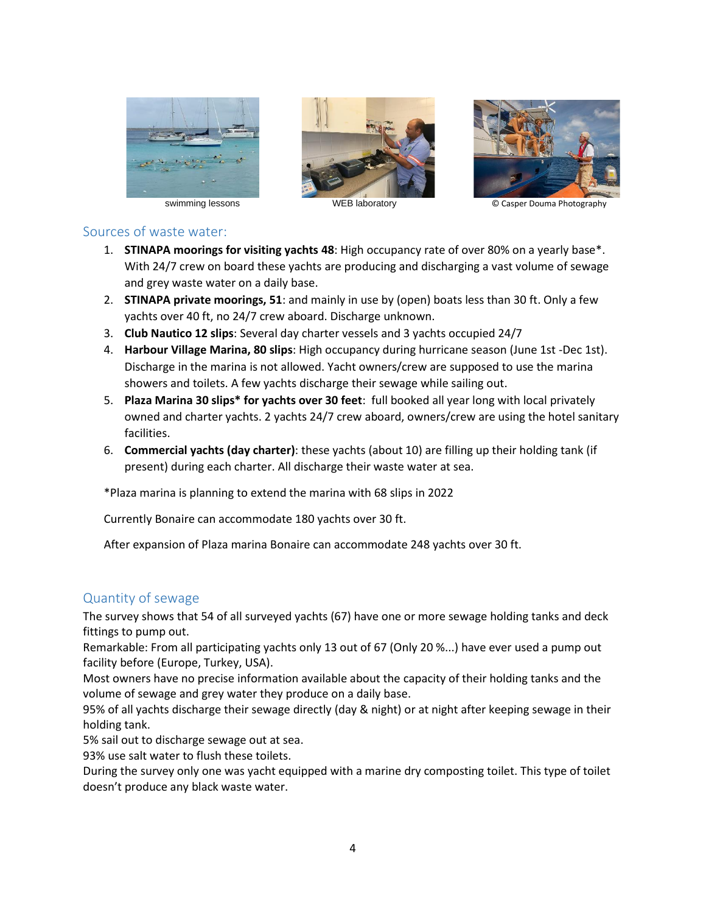swimming lessons

WEB laboratory

© Casper Douma Photography

## Sources of waste water:

1. **STINAPA moorings for visiting yachts 48**: High occupancy rate of over 80% on a yearly base*. With 24/7 crew on board these yachts are producing and discharging a vast volume of sewage and grey waste water on a daily base.
2. **STINAPA private moorings, 51**: and mainly in use by (open) boats less than 30 ft. Only a few yachts over 40 ft, no 24/7 crew aboard. Discharge unknown.
3. **Club Nautico 12 slips**: Several day charter vessels and 3 yachts occupied 24/7
4. **Harbour Village Marina, 80 slips**: High occupancy during hurricane season (June 1st -Dec 1st). Discharge in the marina is not allowed. Yacht owners/crew are supposed to use the marina showers and toilets. A few yachts discharge their sewage while sailing out.
5. **Plaza Marina 30 slips* for yachts over 30 feet**: full booked all year long with local privately owned and charter yachts. 2 yachts 24/7 crew aboard, owners/crew are using the hotel sanitary facilities.
6. **Commercial yachts (day charter)**: these yachts (about 10) are filling up their holding tank (if present) during each charter. All discharge their waste water at sea.

*Plaza marina is planning to extend the marina with 68 slips in 2022

Currently Bonaire can accommodate 180 yachts over 30 ft.

After expansion of Plaza marina Bonaire can accommodate 248 yachts over 30 ft.

## Quantity of sewage

The survey shows that 54 of all surveyed yachts (67) have one or more sewage holding tanks and deck fittings to pump out.
Remarkable: From all participating yachts only 13 out of 67 (Only 20 %...) have ever used a pump out facility before (Europe, Turkey, USA).
Most owners have no precise information available about the capacity of their holding tanks and the volume of sewage and grey water they produce on a daily base.
95% of all yachts discharge their sewage directly (day & night) or at night after keeping sewage in their holding tank.
5% sail out to discharge sewage out at sea.
93% use salt water to flush these toilets.
During the survey only one was yacht equipped with a marine dry composting toilet. This type of toilet doesn't produce any black waste water.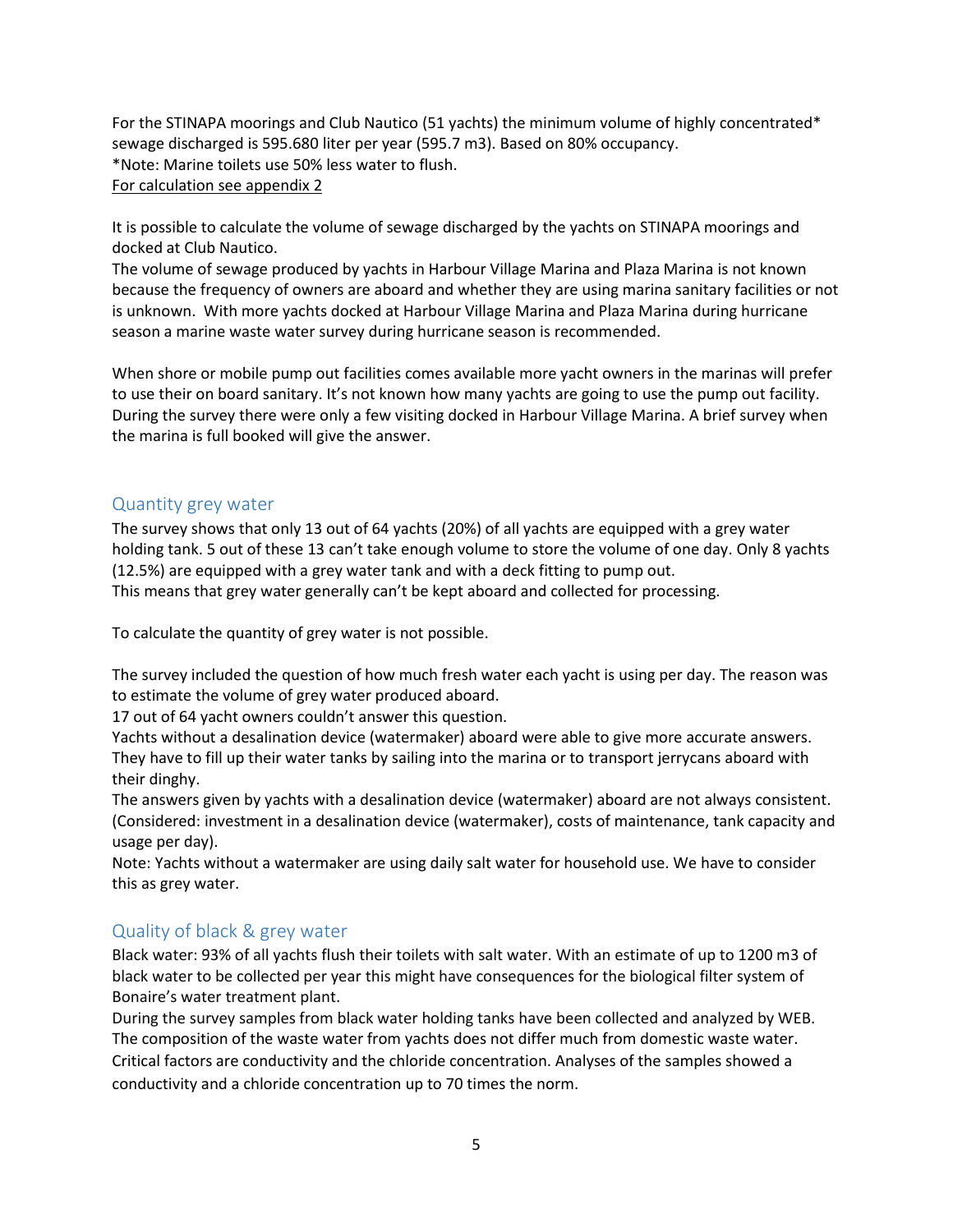For the STINAPA moorings and Club Nautico (51 yachts) the minimum volume of highly concentrated* sewage discharged is 595.680 liter per year (595.7 m3). Based on 80% occupancy.
*Note: Marine toilets use 50% less water to flush.
<u>For calculation see appendix 2</u>

It is possible to calculate the volume of sewage discharged by the yachts on STINAPA moorings and docked at Club Nautico.
The volume of sewage produced by yachts in Harbour Village Marina and Plaza Marina is not known because the frequency of owners are aboard and whether they are using marina sanitary facilities or not is unknown. With more yachts docked at Harbour Village Marina and Plaza Marina during hurricane season a marine waste water survey during hurricane season is recommended.

When shore or mobile pump out facilities comes available more yacht owners in the marinas will prefer to use their on board sanitary. It's not known how many yachts are going to use the pump out facility. During the survey there were only a few visiting docked in Harbour Village Marina. A brief survey when the marina is full booked will give the answer.

## Quantity grey water

The survey shows that only 13 out of 64 yachts (20%) of all yachts are equipped with a grey water holding tank. 5 out of these 13 can't take enough volume to store the volume of one day. Only 8 yachts (12.5%) are equipped with a grey water tank and with a deck fitting to pump out.
This means that grey water generally can't be kept aboard and collected for processing.

To calculate the quantity of grey water is not possible.

The survey included the question of how much fresh water each yacht is using per day. The reason was to estimate the volume of grey water produced aboard.
17 out of 64 yacht owners couldn't answer this question.
Yachts without a desalination device (watermaker) aboard were able to give more accurate answers. They have to fill up their water tanks by sailing into the marina or to transport jerrycans aboard with their dinghy.
The answers given by yachts with a desalination device (watermaker) aboard are not always consistent. (Considered: investment in a desalination device (watermaker), costs of maintenance, tank capacity and usage per day).
Note: Yachts without a watermaker are using daily salt water for household use. We have to consider this as grey water.

## Quality of black & grey water

Black water: 93% of all yachts flush their toilets with salt water. With an estimate of up to 1200 m3 of black water to be collected per year this might have consequences for the biological filter system of Bonaire's water treatment plant.
During the survey samples from black water holding tanks have been collected and analyzed by WEB. The composition of the waste water from yachts does not differ much from domestic waste water. Critical factors are conductivity and the chloride concentration. Analyses of the samples showed a conductivity and a chloride concentration up to 70 times the norm.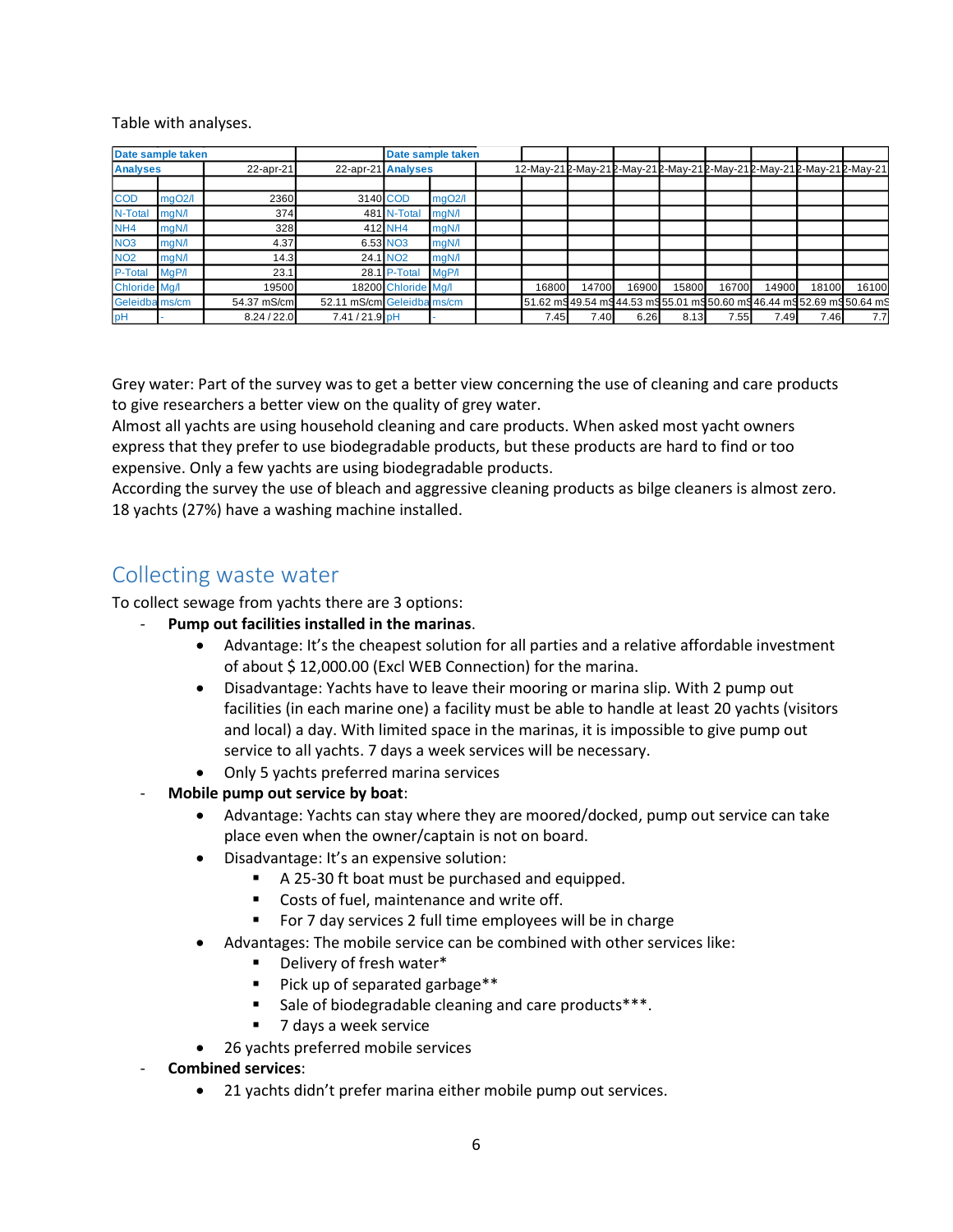Table with analyses.

| Date sample taken | | | | Date sample taken | | | | | | | | | | | |
|---|---|---|---|---|---|---|---|---|---|---|---|---|---|---|---|
| Analyses | | 22-apr-21 | 22-apr-21 | Analyses | | | 12-May-21 | 2-May-21 | 2-May-21 | 2-May-21 | 2-May-21 | 2-May-21 | 2-May-21 | 2-May-21 | |
| | | | | | | | | | | | | | | | |
| COD | mgO2/l | 2360 | 3140 | COD | mgO2/l | | | | | | | | | | |
| N-Total | mgN/l | 374 | 481 | N-Total | mgN/l | | | | | | | | | | |
| NH4 | mgN/l | 328 | 412 | NH4 | mgN/l | | | | | | | | | | |
| NO3 | mgN/l | 4.37 | 6.53 | NO3 | mgN/l | | | | | | | | | | |
| NO2 | mgN/l | 14.3 | 24.1 | NO2 | mgN/l | | | | | | | | | | |
| P-Total | MgP/l | 23.1 | 28.1 | P-Total | MgP/l | | | | | | | | | | |
| Chloride | Mg/l | 19500 | 18200 | Chloride | Mg/l | | 16800 | 14700 | 16900 | 15800 | 16700 | 14900 | 18100 | 16100 | |
| Geleidba | ms/cm | 54.37 mS/cm | 52.11 mS/cm | Geleidba | ms/cm | | 51.62 mS | 49.54 mS | 44.53 mS | 55.01 mS | 50.60 mS | 46.44 mS | 52.69 mS | 50.64 mS | |
| pH | - | 8.24 / 22.0 | 7.41 / 21.9 | pH | - | | 7.45 | 7.40 | 6.26 | 8.13 | 7.55 | 7.49 | 7.46 | 7.7 | |

Grey water: Part of the survey was to get a better view concerning the use of cleaning and care products to give researchers a better view on the quality of grey water.
Almost all yachts are using household cleaning and care products. When asked most yacht owners express that they prefer to use biodegradable products, but these products are hard to find or too expensive. Only a few yachts are using biodegradable products.
According the survey the use of bleach and aggressive cleaning products as bilge cleaners is almost zero.
18 yachts (27%) have a washing machine installed.

## Collecting waste water

To collect sewage from yachts there are 3 options:

- **Pump out facilities installed in the marinas**.
  - Advantage: It's the cheapest solution for all parties and a relative affordable investment of about $ 12,000.00 (Excl WEB Connection) for the marina.
  - Disadvantage: Yachts have to leave their mooring or marina slip. With 2 pump out facilities (in each marine one) a facility must be able to handle at least 20 yachts (visitors and local) a day. With limited space in the marinas, it is impossible to give pump out service to all yachts. 7 days a week services will be necessary.
  - Only 5 yachts preferred marina services
- **Mobile pump out service by boat**:
  - Advantage: Yachts can stay where they are moored/docked, pump out service can take place even when the owner/captain is not on board.
  - Disadvantage: It's an expensive solution:
    - A 25-30 ft boat must be purchased and equipped.
    - Costs of fuel, maintenance and write off.
    - For 7 day services 2 full time employees will be in charge
  - Advantages: The mobile service can be combined with other services like:
    - Delivery of fresh water*
    - Pick up of separated garbage**
    - Sale of biodegradable cleaning and care products***.
    - 7 days a week service
  - 26 yachts preferred mobile services
- **Combined services**:
  - 21 yachts didn't prefer marina either mobile pump out services.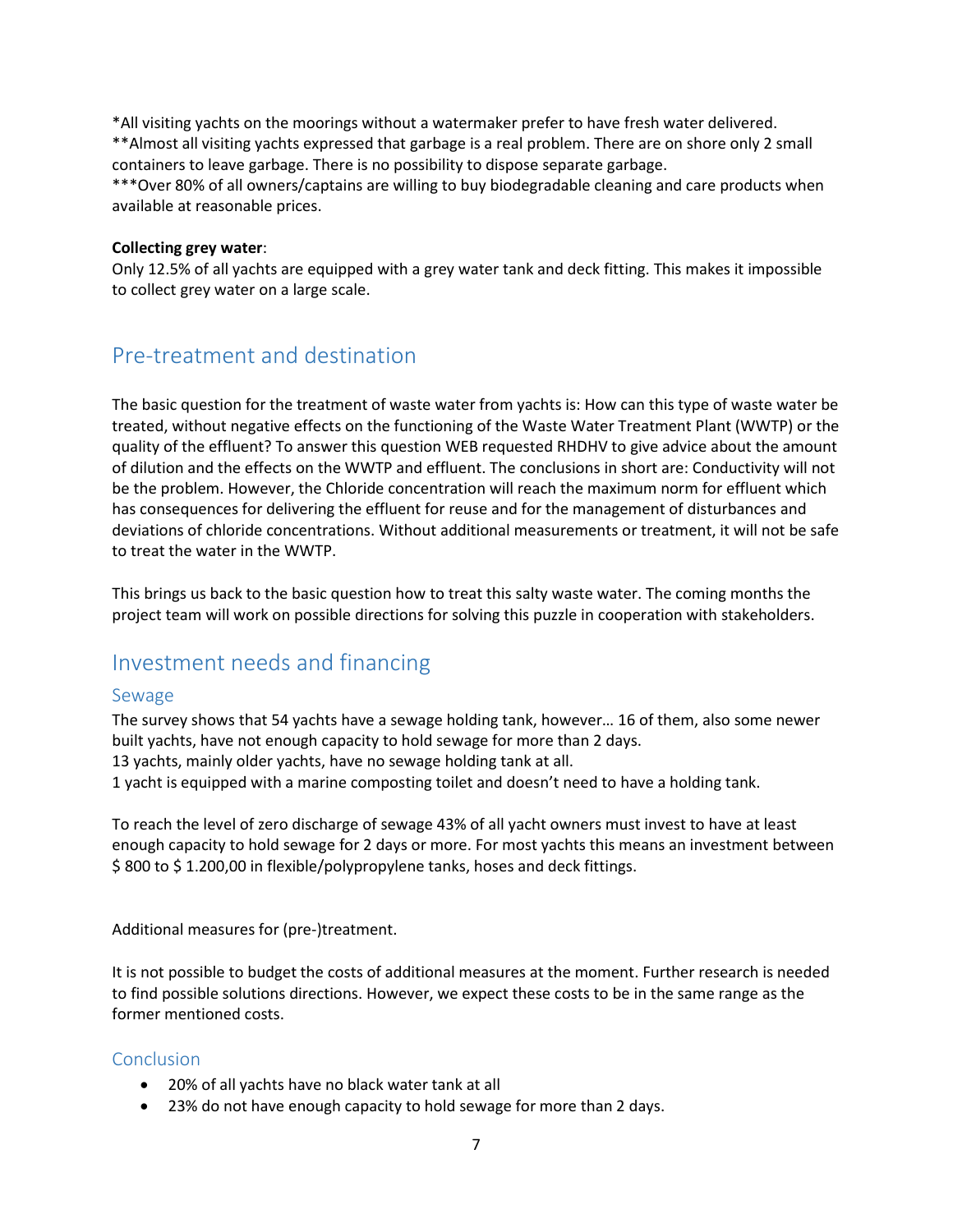*All visiting yachts on the moorings without a watermaker prefer to have fresh water delivered.
**Almost all visiting yachts expressed that garbage is a real problem. There are on shore only 2 small containers to leave garbage. There is no possibility to dispose separate garbage.
***Over 80% of all owners/captains are willing to buy biodegradable cleaning and care products when available at reasonable prices.

**Collecting grey water**:
Only 12.5% of all yachts are equipped with a grey water tank and deck fitting. This makes it impossible to collect grey water on a large scale.

## Pre-treatment and destination

The basic question for the treatment of waste water from yachts is: How can this type of waste water be treated, without negative effects on the functioning of the Waste Water Treatment Plant (WWTP) or the quality of the effluent? To answer this question WEB requested RHDHV to give advice about the amount of dilution and the effects on the WWTP and effluent. The conclusions in short are: Conductivity will not be the problem. However, the Chloride concentration will reach the maximum norm for effluent which has consequences for delivering the effluent for reuse and for the management of disturbances and deviations of chloride concentrations. Without additional measurements or treatment, it will not be safe to treat the water in the WWTP.

This brings us back to the basic question how to treat this salty waste water. The coming months the project team will work on possible directions for solving this puzzle in cooperation with stakeholders.

## Investment needs and financing

### Sewage

The survey shows that 54 yachts have a sewage holding tank, however… 16 of them, also some newer built yachts, have not enough capacity to hold sewage for more than 2 days.
13 yachts, mainly older yachts, have no sewage holding tank at all.
1 yacht is equipped with a marine composting toilet and doesn't need to have a holding tank.

To reach the level of zero discharge of sewage 43% of all yacht owners must invest to have at least enough capacity to hold sewage for 2 days or more. For most yachts this means an investment between $ 800 to $ 1.200,00 in flexible/polypropylene tanks, hoses and deck fittings.

Additional measures for (pre-)treatment.

It is not possible to budget the costs of additional measures at the moment. Further research is needed to find possible solutions directions. However, we expect these costs to be in the same range as the former mentioned costs.

### Conclusion

- 20% of all yachts have no black water tank at all
- 23% do not have enough capacity to hold sewage for more than 2 days.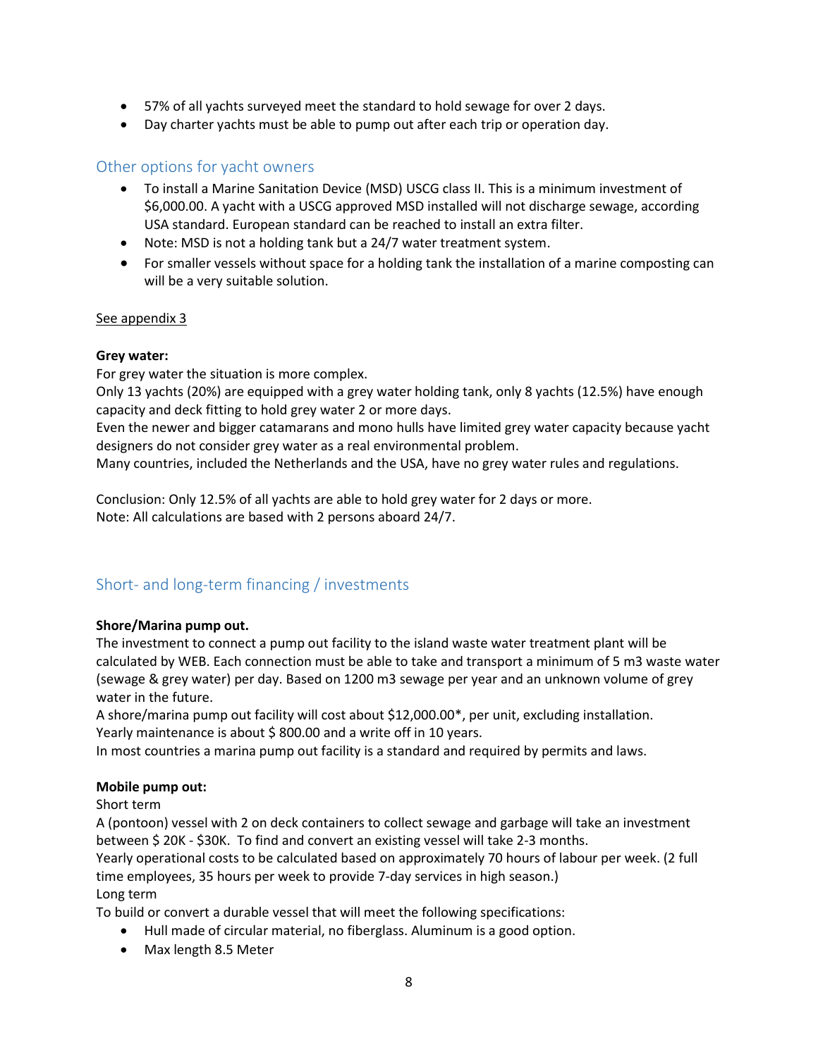- 57% of all yachts surveyed meet the standard to hold sewage for over 2 days.
- Day charter yachts must be able to pump out after each trip or operation day.

## Other options for yacht owners

- To install a Marine Sanitation Device (MSD) USCG class II. This is a minimum investment of $6,000.00. A yacht with a USCG approved MSD installed will not discharge sewage, according USA standard. European standard can be reached to install an extra filter.
- Note: MSD is not a holding tank but a 24/7 water treatment system.
- For smaller vessels without space for a holding tank the installation of a marine composting can will be a very suitable solution.

See appendix 3

**Grey water:**
For grey water the situation is more complex.
Only 13 yachts (20%) are equipped with a grey water holding tank, only 8 yachts (12.5%) have enough capacity and deck fitting to hold grey water 2 or more days.
Even the newer and bigger catamarans and mono hulls have limited grey water capacity because yacht designers do not consider grey water as a real environmental problem.
Many countries, included the Netherlands and the USA, have no grey water rules and regulations.

Conclusion: Only 12.5% of all yachts are able to hold grey water for 2 days or more.
Note: All calculations are based with 2 persons aboard 24/7.

## Short- and long-term financing / investments

**Shore/Marina pump out.**
The investment to connect a pump out facility to the island waste water treatment plant will be calculated by WEB. Each connection must be able to take and transport a minimum of 5 m3 waste water (sewage & grey water) per day. Based on 1200 m3 sewage per year and an unknown volume of grey water in the future.
A shore/marina pump out facility will cost about $12,000.00*, per unit, excluding installation.
Yearly maintenance is about $ 800.00 and a write off in 10 years.
In most countries a marina pump out facility is a standard and required by permits and laws.

**Mobile pump out:**
Short term
A (pontoon) vessel with 2 on deck containers to collect sewage and garbage will take an investment between $ 20K - $30K. To find and convert an existing vessel will take 2-3 months.
Yearly operational costs to be calculated based on approximately 70 hours of labour per week. (2 full time employees, 35 hours per week to provide 7-day services in high season.)
Long term
To build or convert a durable vessel that will meet the following specifications:

- Hull made of circular material, no fiberglass. Aluminum is a good option.
- Max length 8.5 Meter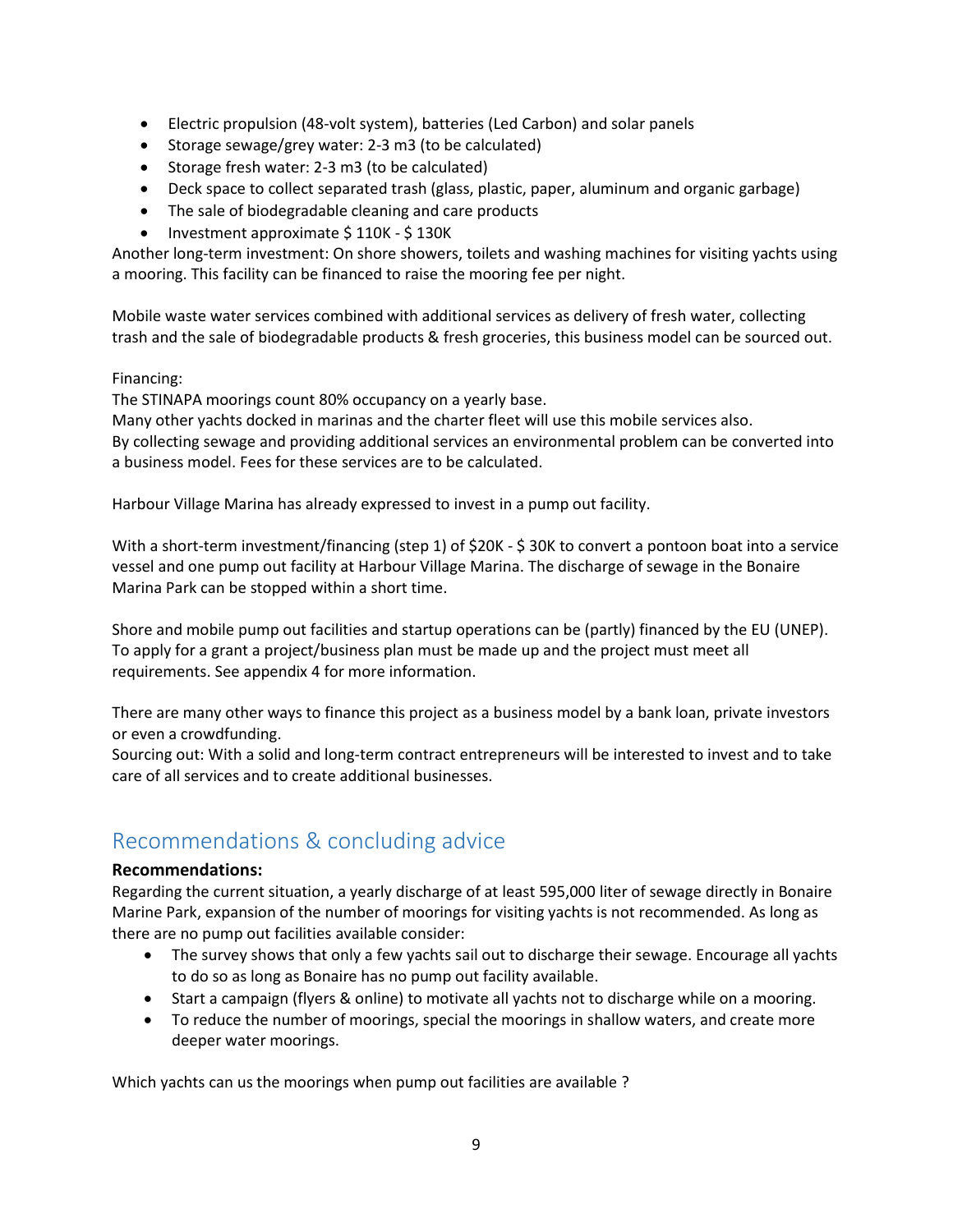- Electric propulsion (48-volt system), batteries (Led Carbon) and solar panels
- Storage sewage/grey water: 2-3 m3 (to be calculated)
- Storage fresh water: 2-3 m3 (to be calculated)
- Deck space to collect separated trash (glass, plastic, paper, aluminum and organic garbage)
- The sale of biodegradable cleaning and care products
- Investment approximate $ 110K - $ 130K

Another long-term investment: On shore showers, toilets and washing machines for visiting yachts using a mooring. This facility can be financed to raise the mooring fee per night.

Mobile waste water services combined with additional services as delivery of fresh water, collecting trash and the sale of biodegradable products & fresh groceries, this business model can be sourced out.

Financing:
The STINAPA moorings count 80% occupancy on a yearly base.
Many other yachts docked in marinas and the charter fleet will use this mobile services also.
By collecting sewage and providing additional services an environmental problem can be converted into a business model. Fees for these services are to be calculated.

Harbour Village Marina has already expressed to invest in a pump out facility.

With a short-term investment/financing (step 1) of $20K - $ 30K to convert a pontoon boat into a service vessel and one pump out facility at Harbour Village Marina. The discharge of sewage in the Bonaire Marina Park can be stopped within a short time.

Shore and mobile pump out facilities and startup operations can be (partly) financed by the EU (UNEP). To apply for a grant a project/business plan must be made up and the project must meet all requirements. See appendix 4 for more information.

There are many other ways to finance this project as a business model by a bank loan, private investors or even a crowdfunding.
Sourcing out: With a solid and long-term contract entrepreneurs will be interested to invest and to take care of all services and to create additional businesses.

## Recommendations & concluding advice

**Recommendations:**
Regarding the current situation, a yearly discharge of at least 595,000 liter of sewage directly in Bonaire Marine Park, expansion of the number of moorings for visiting yachts is not recommended. As long as there are no pump out facilities available consider:

- The survey shows that only a few yachts sail out to discharge their sewage. Encourage all yachts to do so as long as Bonaire has no pump out facility available.
- Start a campaign (flyers & online) to motivate all yachts not to discharge while on a mooring.
- To reduce the number of moorings, special the moorings in shallow waters, and create more deeper water moorings.

Which yachts can us the moorings when pump out facilities are available ?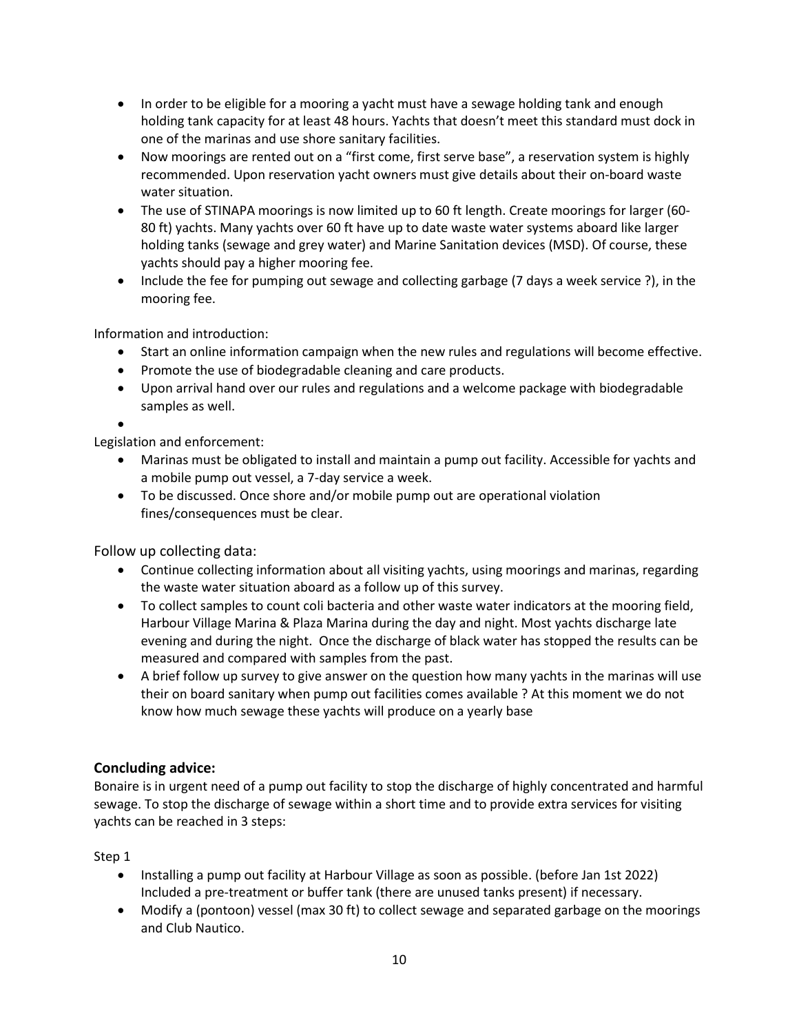- In order to be eligible for a mooring a yacht must have a sewage holding tank and enough holding tank capacity for at least 48 hours. Yachts that doesn't meet this standard must dock in one of the marinas and use shore sanitary facilities.
- Now moorings are rented out on a "first come, first serve base", a reservation system is highly recommended. Upon reservation yacht owners must give details about their on-board waste water situation.
- The use of STINAPA moorings is now limited up to 60 ft length. Create moorings for larger (60-80 ft) yachts. Many yachts over 60 ft have up to date waste water systems aboard like larger holding tanks (sewage and grey water) and Marine Sanitation devices (MSD). Of course, these yachts should pay a higher mooring fee.
- Include the fee for pumping out sewage and collecting garbage (7 days a week service ?), in the mooring fee.

Information and introduction:

- Start an online information campaign when the new rules and regulations will become effective.
- Promote the use of biodegradable cleaning and care products.
- Upon arrival hand over our rules and regulations and a welcome package with biodegradable samples as well.
-

Legislation and enforcement:

- Marinas must be obligated to install and maintain a pump out facility. Accessible for yachts and a mobile pump out vessel, a 7-day service a week.
- To be discussed. Once shore and/or mobile pump out are operational violation fines/consequences must be clear.

Follow up collecting data:

- Continue collecting information about all visiting yachts, using moorings and marinas, regarding the waste water situation aboard as a follow up of this survey.
- To collect samples to count coli bacteria and other waste water indicators at the mooring field, Harbour Village Marina & Plaza Marina during the day and night. Most yachts discharge late evening and during the night. Once the discharge of black water has stopped the results can be measured and compared with samples from the past.
- A brief follow up survey to give answer on the question how many yachts in the marinas will use their on board sanitary when pump out facilities comes available ? At this moment we do not know how much sewage these yachts will produce on a yearly base

### Concluding advice:

Bonaire is in urgent need of a pump out facility to stop the discharge of highly concentrated and harmful sewage. To stop the discharge of sewage within a short time and to provide extra services for visiting yachts can be reached in 3 steps:

Step 1

- Installing a pump out facility at Harbour Village as soon as possible. (before Jan 1st 2022) Included a pre-treatment or buffer tank (there are unused tanks present) if necessary.
- Modify a (pontoon) vessel (max 30 ft) to collect sewage and separated garbage on the moorings and Club Nautico.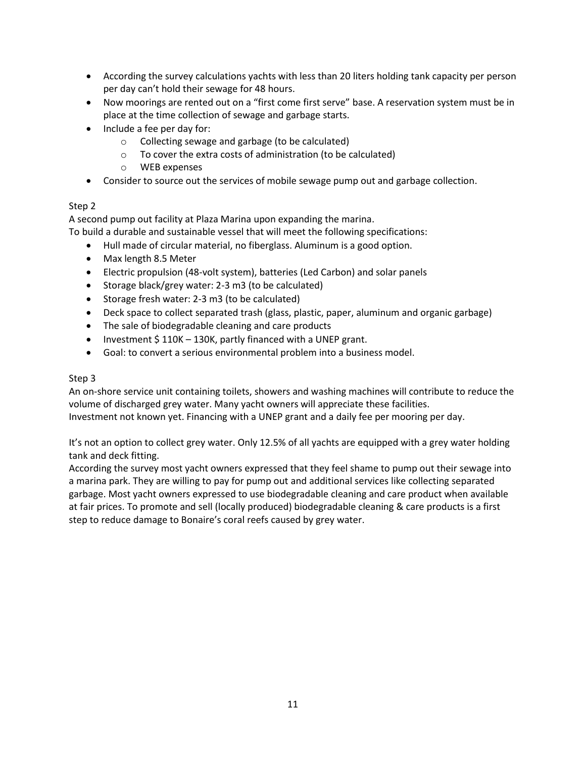- According the survey calculations yachts with less than 20 liters holding tank capacity per person per day can't hold their sewage for 48 hours.
- Now moorings are rented out on a "first come first serve" base. A reservation system must be in place at the time collection of sewage and garbage starts.
- Include a fee per day for:
    - Collecting sewage and garbage (to be calculated)
    - To cover the extra costs of administration (to be calculated)
    - WEB expenses
- Consider to source out the services of mobile sewage pump out and garbage collection.

Step 2

A second pump out facility at Plaza Marina upon expanding the marina.
To build a durable and sustainable vessel that will meet the following specifications:

- Hull made of circular material, no fiberglass. Aluminum is a good option.
- Max length 8.5 Meter
- Electric propulsion (48-volt system), batteries (Led Carbon) and solar panels
- Storage black/grey water: 2-3 m3 (to be calculated)
- Storage fresh water: 2-3 m3 (to be calculated)
- Deck space to collect separated trash (glass, plastic, paper, aluminum and organic garbage)
- The sale of biodegradable cleaning and care products
- Investment $ 110K – 130K, partly financed with a UNEP grant.
- Goal: to convert a serious environmental problem into a business model.

Step 3

An on-shore service unit containing toilets, showers and washing machines will contribute to reduce the volume of discharged grey water. Many yacht owners will appreciate these facilities.
Investment not known yet. Financing with a UNEP grant and a daily fee per mooring per day.

It's not an option to collect grey water. Only 12.5% of all yachts are equipped with a grey water holding tank and deck fitting.
According the survey most yacht owners expressed that they feel shame to pump out their sewage into a marina park. They are willing to pay for pump out and additional services like collecting separated garbage. Most yacht owners expressed to use biodegradable cleaning and care product when available at fair prices. To promote and sell (locally produced) biodegradable cleaning & care products is a first step to reduce damage to Bonaire's coral reefs caused by grey water.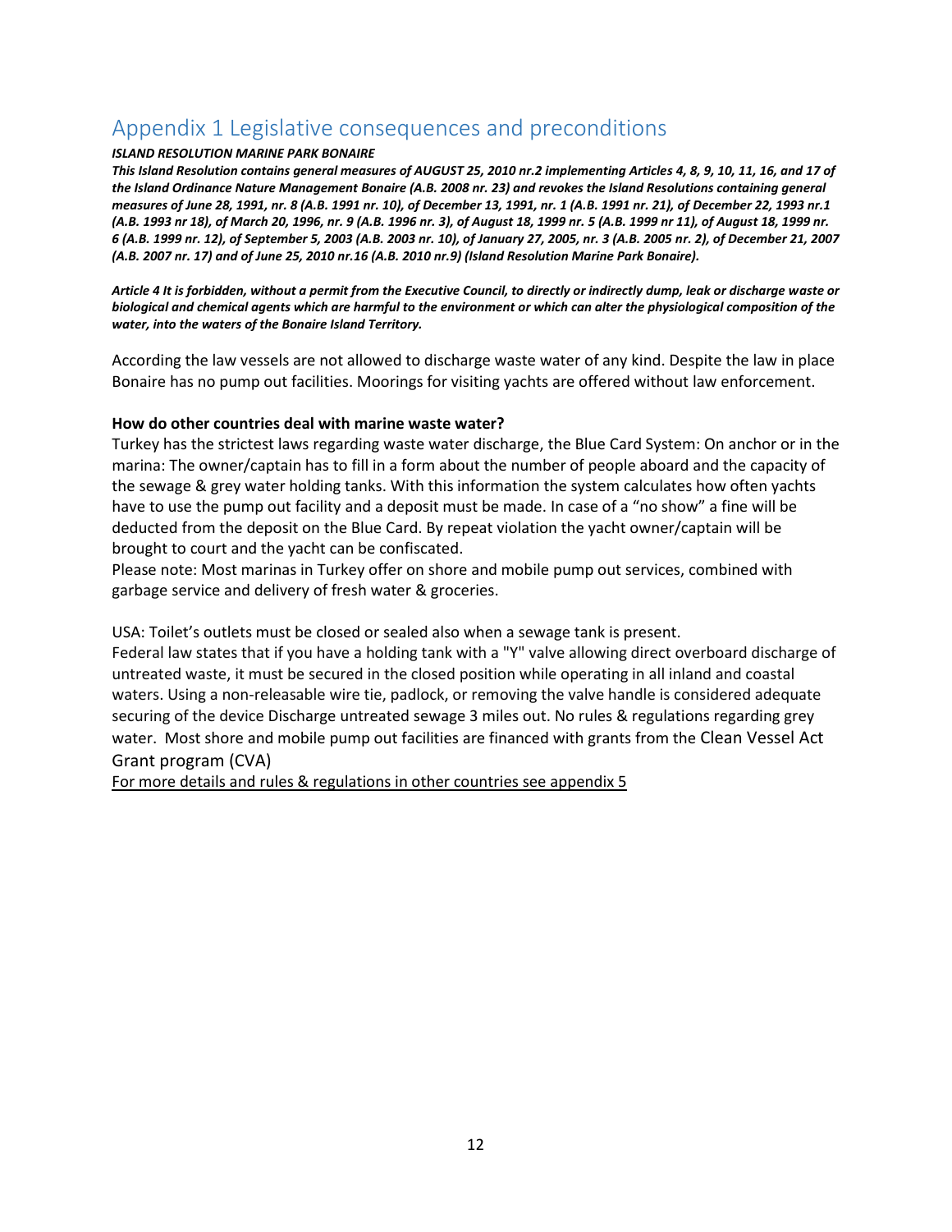# Appendix 1 Legislative consequences and preconditions

***ISLAND RESOLUTION MARINE PARK BONAIRE***

***This Island Resolution contains general measures of AUGUST 25, 2010 nr.2 implementing Articles 4, 8, 9, 10, 11, 16, and 17 of the Island Ordinance Nature Management Bonaire (A.B. 2008 nr. 23) and revokes the Island Resolutions containing general measures of June 28, 1991, nr. 8 (A.B. 1991 nr. 10), of December 13, 1991, nr. 1 (A.B. 1991 nr. 21), of December 22, 1993 nr.1 (A.B. 1993 nr 18), of March 20, 1996, nr. 9 (A.B. 1996 nr. 3), of August 18, 1999 nr. 5 (A.B. 1999 nr 11), of August 18, 1999 nr. 6 (A.B. 1999 nr. 12), of September 5, 2003 (A.B. 2003 nr. 10), of January 27, 2005, nr. 3 (A.B. 2005 nr. 2), of December 21, 2007 (A.B. 2007 nr. 17) and of June 25, 2010 nr.16 (A.B. 2010 nr.9) (Island Resolution Marine Park Bonaire).***

***Article 4 It is forbidden, without a permit from the Executive Council, to directly or indirectly dump, leak or discharge waste or biological and chemical agents which are harmful to the environment or which can alter the physiological composition of the water, into the waters of the Bonaire Island Territory.***

According the law vessels are not allowed to discharge waste water of any kind. Despite the law in place Bonaire has no pump out facilities. Moorings for visiting yachts are offered without law enforcement.

**How do other countries deal with marine waste water?**

Turkey has the strictest laws regarding waste water discharge, the Blue Card System: On anchor or in the marina: The owner/captain has to fill in a form about the number of people aboard and the capacity of the sewage & grey water holding tanks. With this information the system calculates how often yachts have to use the pump out facility and a deposit must be made. In case of a "no show" a fine will be deducted from the deposit on the Blue Card. By repeat violation the yacht owner/captain will be brought to court and the yacht can be confiscated.
Please note: Most marinas in Turkey offer on shore and mobile pump out services, combined with garbage service and delivery of fresh water & groceries.

USA: Toilet's outlets must be closed or sealed also when a sewage tank is present.
Federal law states that if you have a holding tank with a "Y" valve allowing direct overboard discharge of untreated waste, it must be secured in the closed position while operating in all inland and coastal waters. Using a non-releasable wire tie, padlock, or removing the valve handle is considered adequate securing of the device Discharge untreated sewage 3 miles out. No rules & regulations regarding grey water. Most shore and mobile pump out facilities are financed with grants from the Clean Vessel Act Grant program (CVA)
For more details and rules & regulations in other countries see appendix 5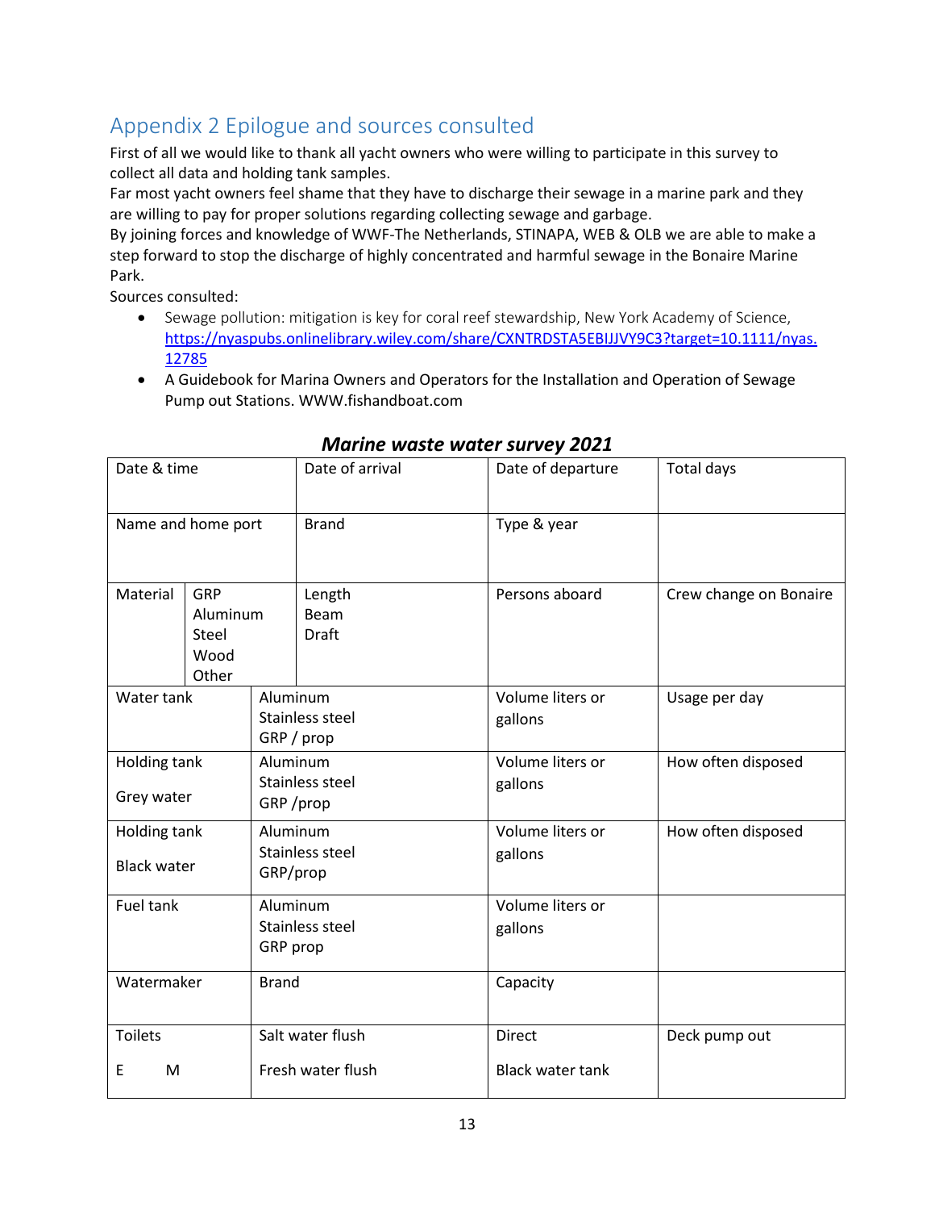## Appendix 2 Epilogue and sources consulted

First of all we would like to thank all yacht owners who were willing to participate in this survey to collect all data and holding tank samples.
Far most yacht owners feel shame that they have to discharge their sewage in a marine park and they are willing to pay for proper solutions regarding collecting sewage and garbage.
By joining forces and knowledge of WWF-The Netherlands, STINAPA, WEB & OLB we are able to make a step forward to stop the discharge of highly concentrated and harmful sewage in the Bonaire Marine Park.
Sources consulted:

- Sewage pollution: mitigation is key for coral reef stewardship, New York Academy of Science, [https://nyaspubs.onlinelibrary.wiley.com/share/CXNTRDSTA5EBIJJVY9C3?target=10.1111/nyas.12785](https://nyaspubs.onlinelibrary.wiley.com/share/CXNTRDSTA5EBIJJVY9C3?target=10.1111/nyas.12785)
- A Guidebook for Marina Owners and Operators for the Installation and Operation of Sewage Pump out Stations. WWW.fishandboat.com

***Marine waste water survey 2021***

| Date & time | | Date of arrival | Date of departure | Total days |
|---|---|---|---|---|
| Name and home port | | Brand | Type & year | |
| Material | GRP<br>Aluminum<br>Steel<br>Wood<br>Other | Length<br>Beam<br>Draft | Persons aboard | Crew change on Bonaire |
| Water tank | | Aluminum<br>Stainless steel<br>GRP / prop | Volume liters or gallons | Usage per day |
| Holding tank<br>Grey water | | Aluminum<br>Stainless steel<br>GRP /prop | Volume liters or gallons | How often disposed |
| Holding tank<br>Black water | | Aluminum<br>Stainless steel<br>GRP/prop | Volume liters or gallons | How often disposed |
| Fuel tank | | Aluminum<br>Stainless steel<br>GRP prop | Volume liters or gallons | |
| Watermaker | | Brand | Capacity | |
| Toilets<br>E M | | Salt water flush<br>Fresh water flush | Direct<br>Black water tank | Deck pump out |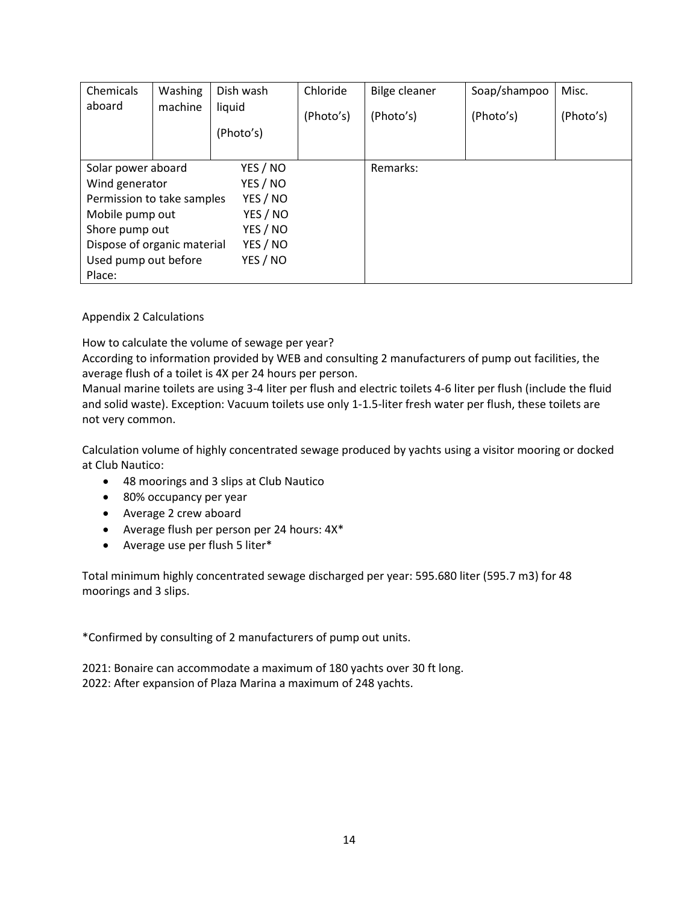| Chemicals aboard | Washing machine | Dish wash liquid (Photo's) | Chloride (Photo's) | Bilge cleaner (Photo's) | Soap/shampoo (Photo's) | Misc. (Photo's) |
|---|---|---|---|---|---|---|
| Solar power aboard YES / NO<br>Wind generator YES / NO<br>Permission to take samples YES / NO<br>Mobile pump out YES / NO<br>Shore pump out YES / NO<br>Dispose of organic material YES / NO<br>Used pump out before YES / NO<br>Place: | | | | Remarks: | | |

Appendix 2 Calculations

How to calculate the volume of sewage per year?

According to information provided by WEB and consulting 2 manufacturers of pump out facilities, the average flush of a toilet is 4X per 24 hours per person.

Manual marine toilets are using 3-4 liter per flush and electric toilets 4-6 liter per flush (include the fluid and solid waste). Exception: Vacuum toilets use only 1-1.5-liter fresh water per flush, these toilets are not very common.

Calculation volume of highly concentrated sewage produced by yachts using a visitor mooring or docked at Club Nautico:

- 48 moorings and 3 slips at Club Nautico
- 80% occupancy per year
- Average 2 crew aboard
- Average flush per person per 24 hours: 4X*
- Average use per flush 5 liter*

Total minimum highly concentrated sewage discharged per year: 595.680 liter (595.7 m3) for 48 moorings and 3 slips.

*Confirmed by consulting of 2 manufacturers of pump out units.

2021: Bonaire can accommodate a maximum of 180 yachts over 30 ft long.
2022: After expansion of Plaza Marina a maximum of 248 yachts.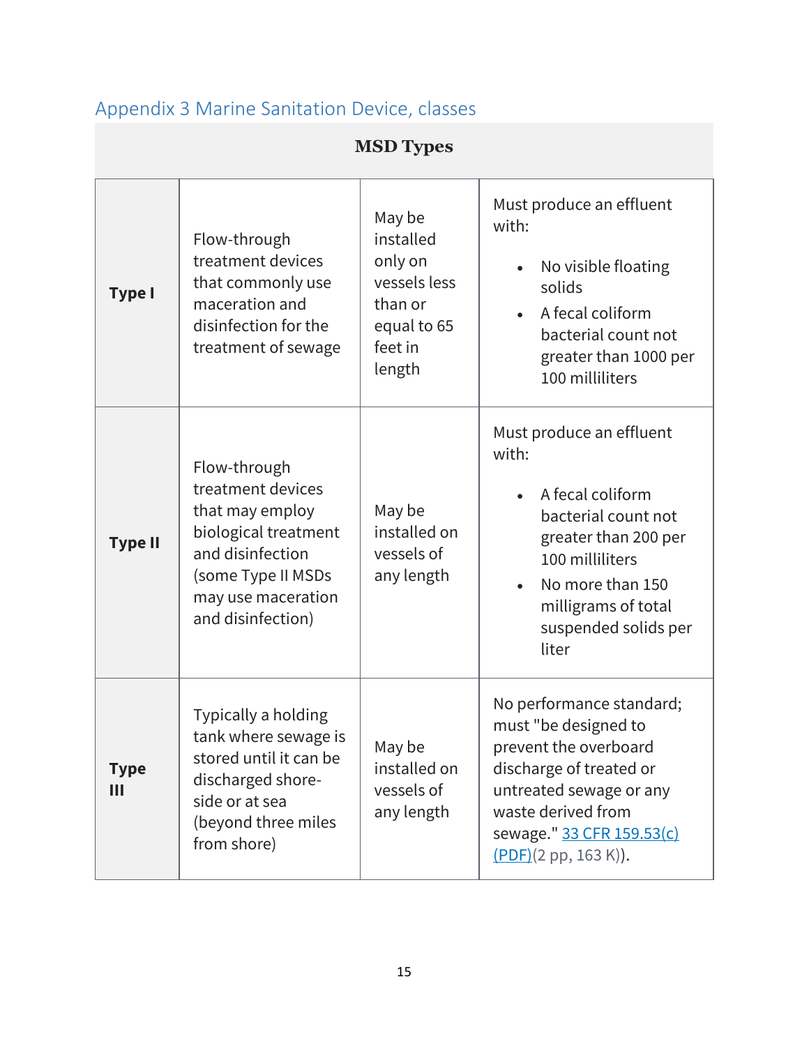## Appendix 3 Marine Sanitation Device, classes

| MSD Types | | | |
|---|---|---|---|
| **Type I** | Flow-through treatment devices that commonly use maceration and disinfection for the treatment of sewage | May be installed only on vessels less than or equal to 65 feet in length | Must produce an effluent with:<br>• No visible floating solids<br>• A fecal coliform bacterial count not greater than 1000 per 100 milliliters |
| **Type II** | Flow-through treatment devices that may employ biological treatment and disinfection (some Type II MSDs may use maceration and disinfection) | May be installed on vessels of any length | Must produce an effluent with:<br>• A fecal coliform bacterial count not greater than 200 per 100 milliliters<br>• No more than 150 milligrams of total suspended solids per liter |
| **Type III** | Typically a holding tank where sewage is stored until it can be discharged shore-side or at sea (beyond three miles from shore) | May be installed on vessels of any length | No performance standard; must "be designed to prevent the overboard discharge of treated or untreated sewage or any waste derived from sewage." 33 CFR 159.53(c) (PDF)(2 pp, 163 K)). |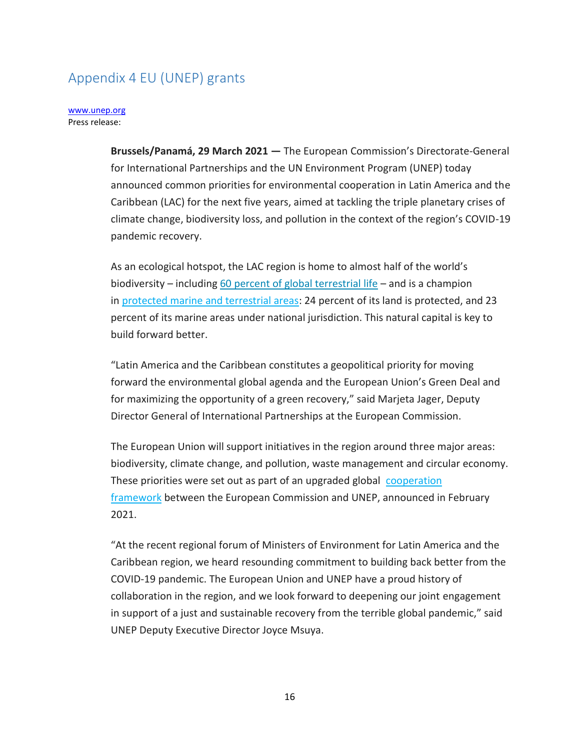## Appendix 4 EU (UNEP) grants

www.unep.org
Press release:

**Brussels/Panamá, 29 March 2021 —** The European Commission's Directorate-General for International Partnerships and the UN Environment Program (UNEP) today announced common priorities for environmental cooperation in Latin America and the Caribbean (LAC) for the next five years, aimed at tackling the triple planetary crises of climate change, biodiversity loss, and pollution in the context of the region's COVID-19 pandemic recovery.

As an ecological hotspot, the LAC region is home to almost half of the world's biodiversity – including 60 percent of global terrestrial life – and is a champion in protected marine and terrestrial areas: 24 percent of its land is protected, and 23 percent of its marine areas under national jurisdiction. This natural capital is key to build forward better.

"Latin America and the Caribbean constitutes a geopolitical priority for moving forward the environmental global agenda and the European Union's Green Deal and for maximizing the opportunity of a green recovery," said Marjeta Jager, Deputy Director General of International Partnerships at the European Commission.

The European Union will support initiatives in the region around three major areas: biodiversity, climate change, and pollution, waste management and circular economy. These priorities were set out as part of an upgraded global cooperation framework between the European Commission and UNEP, announced in February 2021.

"At the recent regional forum of Ministers of Environment for Latin America and the Caribbean region, we heard resounding commitment to building back better from the COVID-19 pandemic. The European Union and UNEP have a proud history of collaboration in the region, and we look forward to deepening our joint engagement in support of a just and sustainable recovery from the terrible global pandemic," said UNEP Deputy Executive Director Joyce Msuya.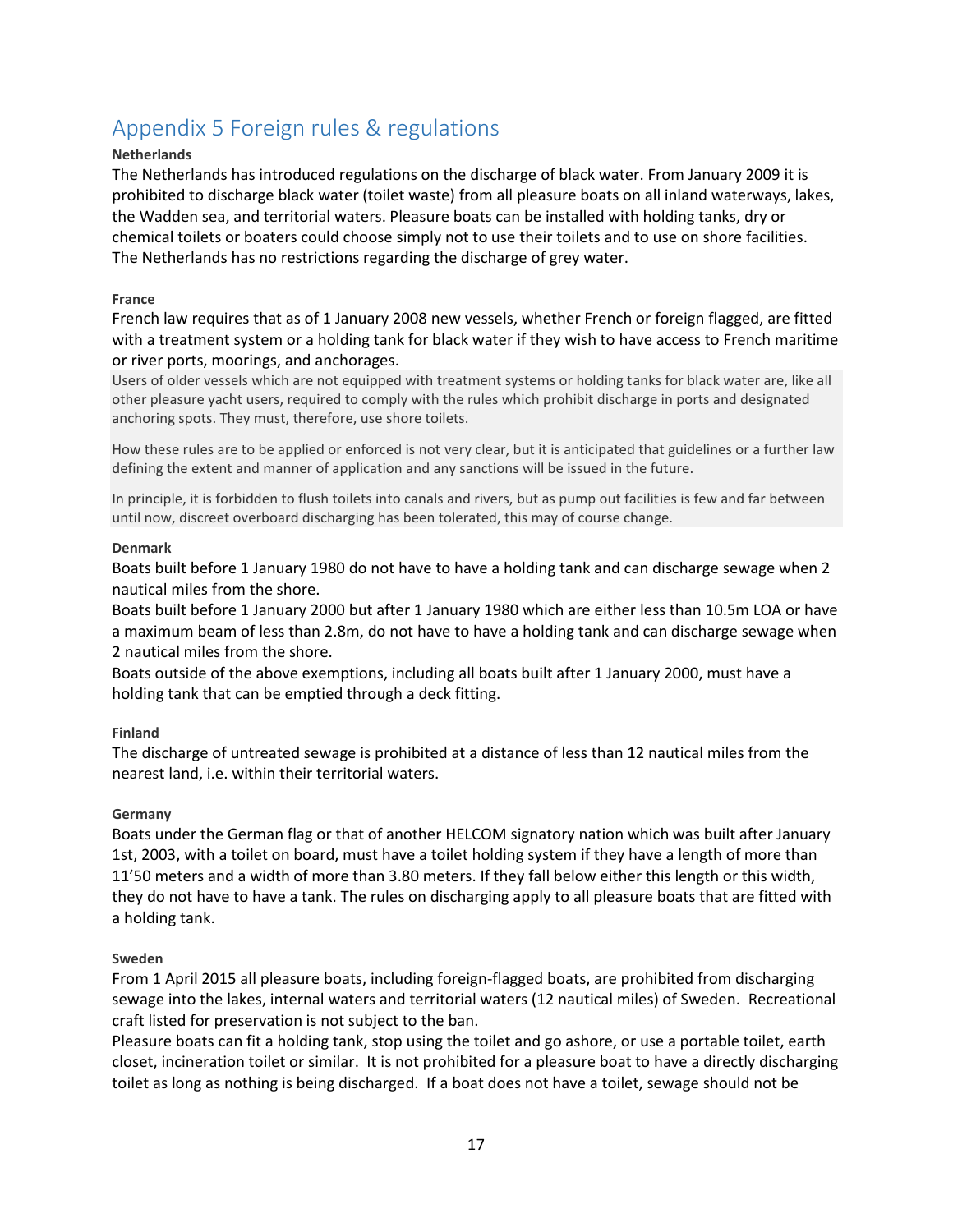# Appendix 5 Foreign rules & regulations

**Netherlands**

The Netherlands has introduced regulations on the discharge of black water. From January 2009 it is prohibited to discharge black water (toilet waste) from all pleasure boats on all inland waterways, lakes, the Wadden sea, and territorial waters. Pleasure boats can be installed with holding tanks, dry or chemical toilets or boaters could choose simply not to use their toilets and to use on shore facilities. The Netherlands has no restrictions regarding the discharge of grey water.

**France**

French law requires that as of 1 January 2008 new vessels, whether French or foreign flagged, are fitted with a treatment system or a holding tank for black water if they wish to have access to French maritime or river ports, moorings, and anchorages.

Users of older vessels which are not equipped with treatment systems or holding tanks for black water are, like all other pleasure yacht users, required to comply with the rules which prohibit discharge in ports and designated anchoring spots. They must, therefore, use shore toilets.

How these rules are to be applied or enforced is not very clear, but it is anticipated that guidelines or a further law defining the extent and manner of application and any sanctions will be issued in the future.

In principle, it is forbidden to flush toilets into canals and rivers, but as pump out facilities is few and far between until now, discreet overboard discharging has been tolerated, this may of course change.

**Denmark**

Boats built before 1 January 1980 do not have to have a holding tank and can discharge sewage when 2 nautical miles from the shore.

Boats built before 1 January 2000 but after 1 January 1980 which are either less than 10.5m LOA or have a maximum beam of less than 2.8m, do not have to have a holding tank and can discharge sewage when 2 nautical miles from the shore.

Boats outside of the above exemptions, including all boats built after 1 January 2000, must have a holding tank that can be emptied through a deck fitting.

**Finland**

The discharge of untreated sewage is prohibited at a distance of less than 12 nautical miles from the nearest land, i.e. within their territorial waters.

**Germany**

Boats under the German flag or that of another HELCOM signatory nation which was built after January 1st, 2003, with a toilet on board, must have a toilet holding system if they have a length of more than 11'50 meters and a width of more than 3.80 meters. If they fall below either this length or this width, they do not have to have a tank. The rules on discharging apply to all pleasure boats that are fitted with a holding tank.

**Sweden**

From 1 April 2015 all pleasure boats, including foreign-flagged boats, are prohibited from discharging sewage into the lakes, internal waters and territorial waters (12 nautical miles) of Sweden. Recreational craft listed for preservation is not subject to the ban.

Pleasure boats can fit a holding tank, stop using the toilet and go ashore, or use a portable toilet, earth closet, incineration toilet or similar. It is not prohibited for a pleasure boat to have a directly discharging toilet as long as nothing is being discharged. If a boat does not have a toilet, sewage should not be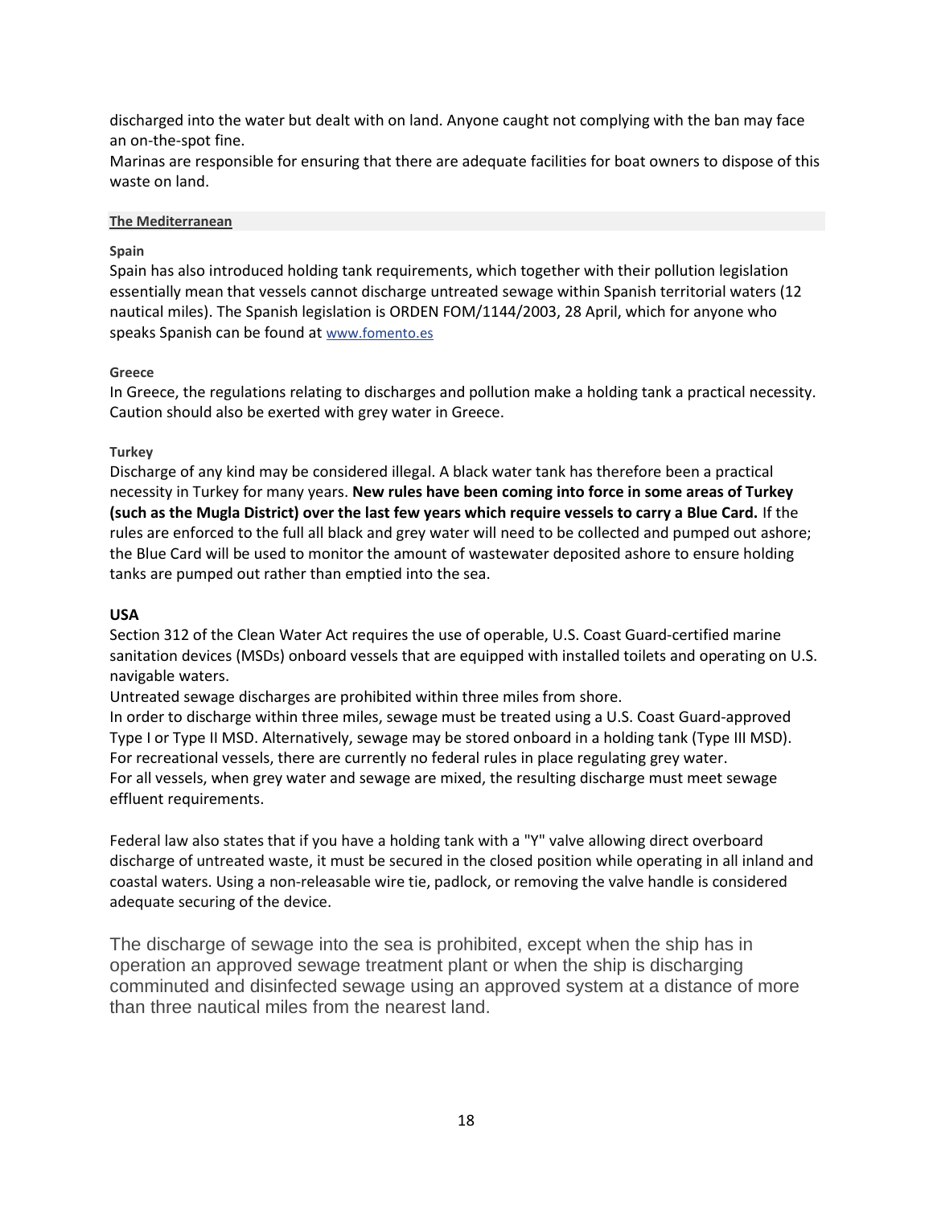discharged into the water but dealt with on land. Anyone caught not complying with the ban may face an on-the-spot fine.
Marinas are responsible for ensuring that there are adequate facilities for boat owners to dispose of this waste on land.

## The Mediterranean

### Spain

Spain has also introduced holding tank requirements, which together with their pollution legislation essentially mean that vessels cannot discharge untreated sewage within Spanish territorial waters (12 nautical miles). The Spanish legislation is ORDEN FOM/1144/2003, 28 April, which for anyone who speaks Spanish can be found at www.fomento.es

### Greece

In Greece, the regulations relating to discharges and pollution make a holding tank a practical necessity. Caution should also be exerted with grey water in Greece.

### Turkey

Discharge of any kind may be considered illegal. A black water tank has therefore been a practical necessity in Turkey for many years. **New rules have been coming into force in some areas of Turkey (such as the Mugla District) over the last few years which require vessels to carry a Blue Card.** If the rules are enforced to the full all black and grey water will need to be collected and pumped out ashore; the Blue Card will be used to monitor the amount of wastewater deposited ashore to ensure holding tanks are pumped out rather than emptied into the sea.

## USA

Section 312 of the Clean Water Act requires the use of operable, U.S. Coast Guard-certified marine sanitation devices (MSDs) onboard vessels that are equipped with installed toilets and operating on U.S. navigable waters.
Untreated sewage discharges are prohibited within three miles from shore.
In order to discharge within three miles, sewage must be treated using a U.S. Coast Guard-approved Type I or Type II MSD. Alternatively, sewage may be stored onboard in a holding tank (Type III MSD).
For recreational vessels, there are currently no federal rules in place regulating grey water.
For all vessels, when grey water and sewage are mixed, the resulting discharge must meet sewage effluent requirements.

Federal law also states that if you have a holding tank with a "Y" valve allowing direct overboard discharge of untreated waste, it must be secured in the closed position while operating in all inland and coastal waters. Using a non-releasable wire tie, padlock, or removing the valve handle is considered adequate securing of the device.

The discharge of sewage into the sea is prohibited, except when the ship has in operation an approved sewage treatment plant or when the ship is discharging comminuted and disinfected sewage using an approved system at a distance of more than three nautical miles from the nearest land.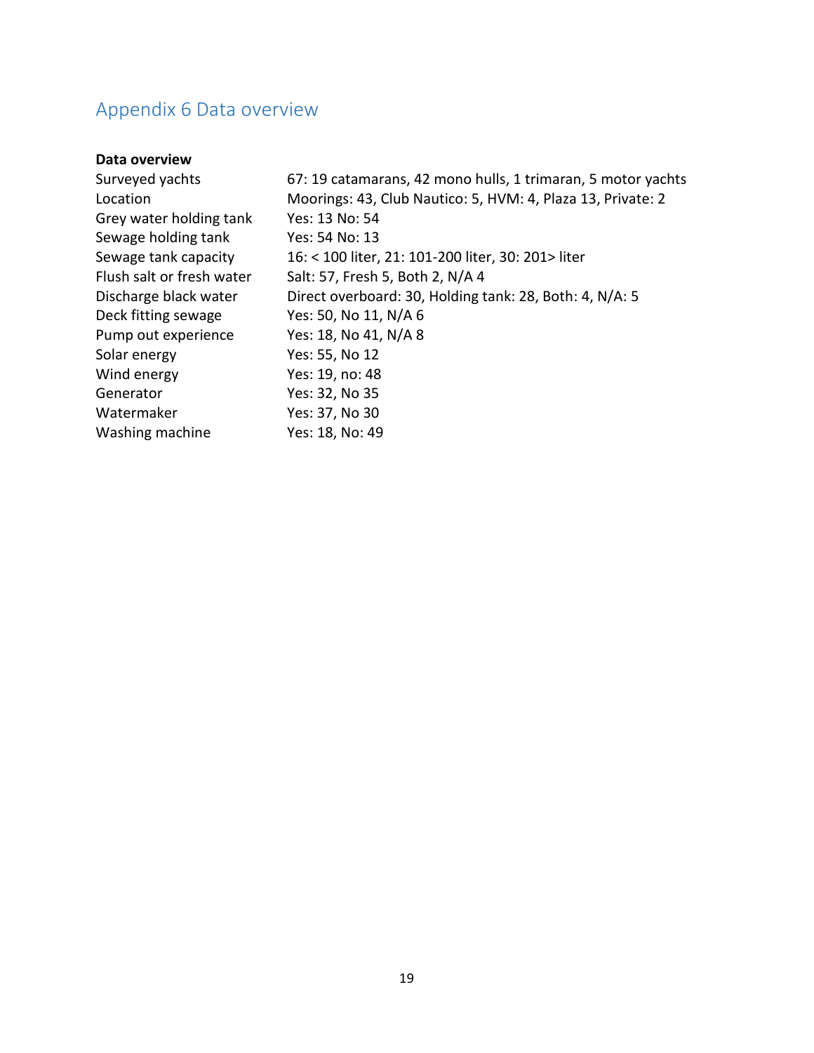# Appendix 6 Data overview

**Data overview**

| | |
|---|---|
| Surveyed yachts | 67: 19 catamarans, 42 mono hulls, 1 trimaran, 5 motor yachts |
| Location | Moorings: 43, Club Nautico: 5, HVM: 4, Plaza 13, Private: 2 |
| Grey water holding tank | Yes: 13 No: 54 |
| Sewage holding tank | Yes: 54 No: 13 |
| Sewage tank capacity | 16: < 100 liter, 21: 101-200 liter, 30: 201> liter |
| Flush salt or fresh water | Salt: 57, Fresh 5, Both 2, N/A 4 |
| Discharge black water | Direct overboard: 30, Holding tank: 28, Both: 4, N/A: 5 |
| Deck fitting sewage | Yes: 50, No 11, N/A 6 |
| Pump out experience | Yes: 18, No 41, N/A 8 |
| Solar energy | Yes: 55, No 12 |
| Wind energy | Yes: 19, no: 48 |
| Generator | Yes: 32, No 35 |
| Watermaker | Yes: 37, No 30 |
| Washing machine | Yes: 18, No: 49 |